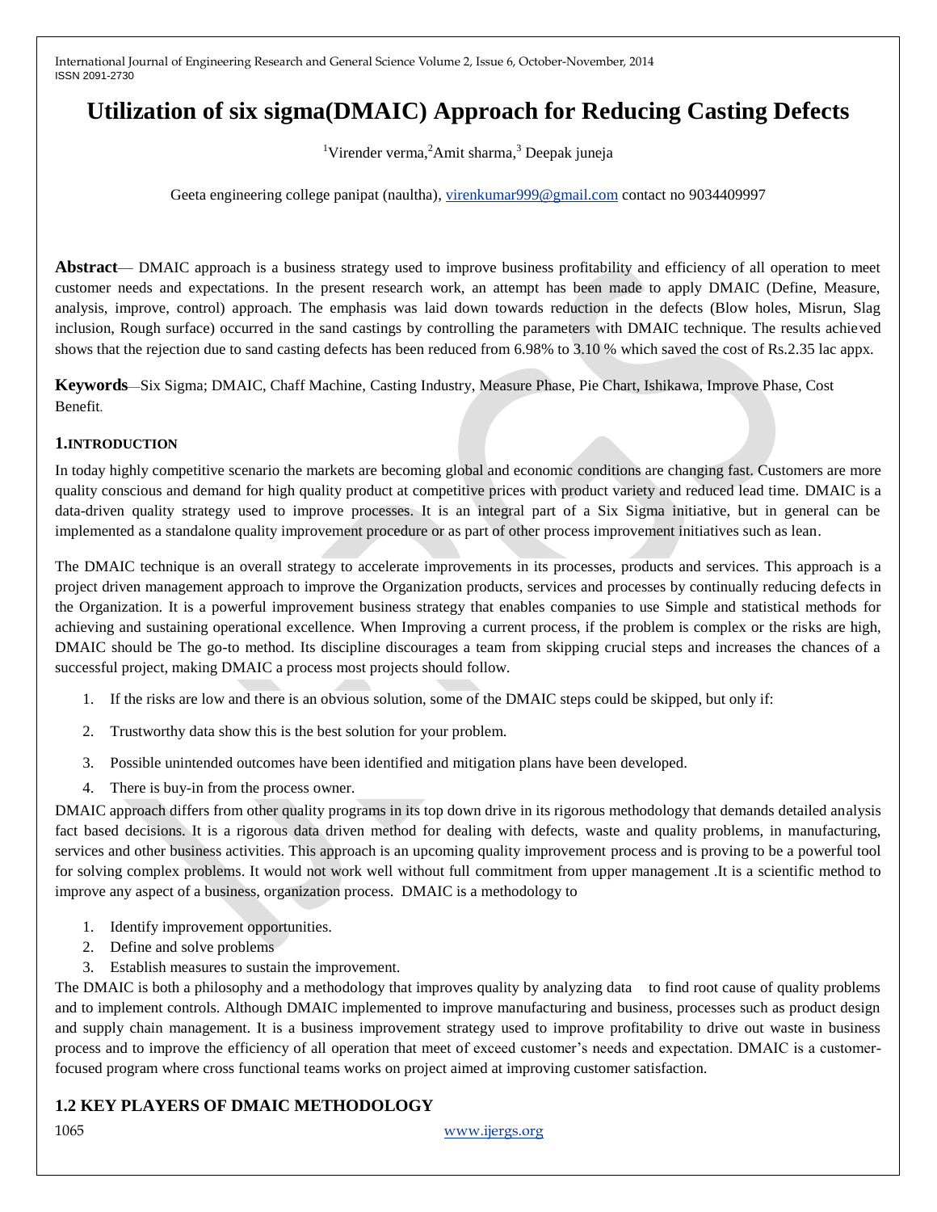# Utilization of six sigma(DMAIC) Approach for Reducing Casting Defects

[1]Virender verma,[2]Amit sharma,[3] Deepak juneja

Geeta engineering college panipat (naultha), virenkumar999@gmail.com contact no 9034409997

**Abstract**— DMAIC approach is a business strategy used to improve business profitability and efficiency of all operation to meet customer needs and expectations. In the present research work, an attempt has been made to apply DMAIC (Define, Measure, analysis, improve, control) approach. The emphasis was laid down towards reduction in the defects (Blow holes, Misrun, Slag inclusion, Rough surface) occurred in the sand castings by controlling the parameters with DMAIC technique. The results achieved shows that the rejection due to sand casting defects has been reduced from 6.98% to 3.10 % which saved the cost of Rs.2.35 lac appx.

**Keywords**—Six Sigma; DMAIC, Chaff Machine, Casting Industry, Measure Phase, Pie Chart, Ishikawa, Improve Phase, Cost Benefit.

## 1.INTRODUCTION

In today highly competitive scenario the markets are becoming global and economic conditions are changing fast. Customers are more quality conscious and demand for high quality product at competitive prices with product variety and reduced lead time. DMAIC is a data-driven quality strategy used to improve processes. It is an integral part of a Six Sigma initiative, but in general can be implemented as a standalone quality improvement procedure or as part of other process improvement initiatives such as lean.

The DMAIC technique is an overall strategy to accelerate improvements in its processes, products and services. This approach is a project driven management approach to improve the Organization products, services and processes by continually reducing defects in the Organization. It is a powerful improvement business strategy that enables companies to use Simple and statistical methods for achieving and sustaining operational excellence. When Improving a current process, if the problem is complex or the risks are high, DMAIC should be The go-to method. Its discipline discourages a team from skipping crucial steps and increases the chances of a successful project, making DMAIC a process most projects should follow.

1. If the risks are low and there is an obvious solution, some of the DMAIC steps could be skipped, but only if:
2. Trustworthy data show this is the best solution for your problem.
3. Possible unintended outcomes have been identified and mitigation plans have been developed.
4. There is buy-in from the process owner.

DMAIC approach differs from other quality programs in its top down drive in its rigorous methodology that demands detailed analysis fact based decisions. It is a rigorous data driven method for dealing with defects, waste and quality problems, in manufacturing, services and other business activities. This approach is an upcoming quality improvement process and is proving to be a powerful tool for solving complex problems. It would not work well without full commitment from upper management .It is a scientific method to improve any aspect of a business, organization process. DMAIC is a methodology to

1. Identify improvement opportunities.
2. Define and solve problems
3. Establish measures to sustain the improvement.

The DMAIC is both a philosophy and a methodology that improves quality by analyzing data to find root cause of quality problems and to implement controls. Although DMAIC implemented to improve manufacturing and business, processes such as product design and supply chain management. It is a business improvement strategy used to improve profitability to drive out waste in business process and to improve the efficiency of all operation that meet of exceed customer's needs and expectation. DMAIC is a customer-focused program where cross functional teams works on project aimed at improving customer satisfaction.

## 1.2 KEY PLAYERS OF DMAIC METHODOLOGY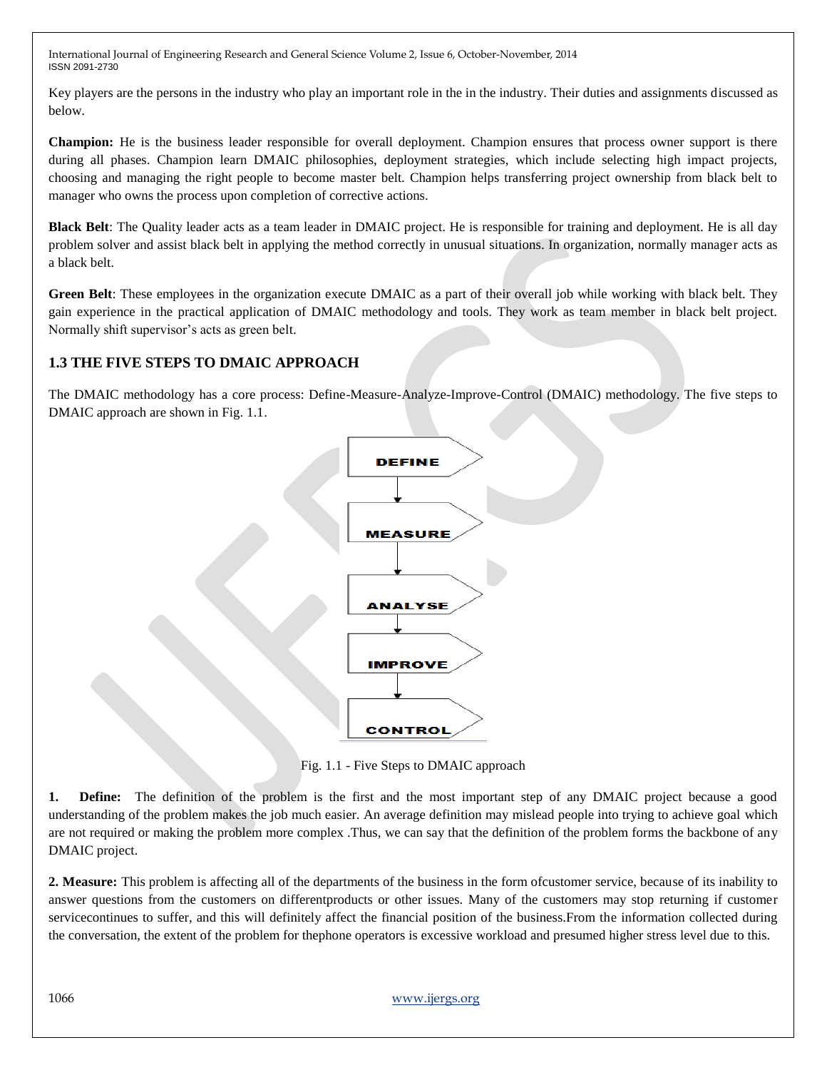Key players are the persons in the industry who play an important role in the in the industry. Their duties and assignments discussed as below.

**Champion:** He is the business leader responsible for overall deployment. Champion ensures that process owner support is there during all phases. Champion learn DMAIC philosophies, deployment strategies, which include selecting high impact projects, choosing and managing the right people to become master belt. Champion helps transferring project ownership from black belt to manager who owns the process upon completion of corrective actions.

**Black Belt**: The Quality leader acts as a team leader in DMAIC project. He is responsible for training and deployment. He is all day problem solver and assist black belt in applying the method correctly in unusual situations. In organization, normally manager acts as a black belt.

**Green Belt**: These employees in the organization execute DMAIC as a part of their overall job while working with black belt. They gain experience in the practical application of DMAIC methodology and tools. They work as team member in black belt project. Normally shift supervisor's acts as green belt.

## 1.3 THE FIVE STEPS TO DMAIC APPROACH

The DMAIC methodology has a core process: Define-Measure-Analyze-Improve-Control (DMAIC) methodology. The five steps to DMAIC approach are shown in Fig. 1.1.

DEFINE → MEASURE → ANALYSE → IMPROVE → CONTROL

Fig. 1.1 - Five Steps to DMAIC approach

1. **Define:** The definition of the problem is the first and the most important step of any DMAIC project because a good understanding of the problem makes the job much easier. An average definition may mislead people into trying to achieve goal which are not required or making the problem more complex .Thus, we can say that the definition of the problem forms the backbone of any DMAIC project.

2. **Measure:** This problem is affecting all of the departments of the business in the form ofcustomer service, because of its inability to answer questions from the customers on differentproducts or other issues. Many of the customers may stop returning if customer servicecontinues to suffer, and this will definitely affect the financial position of the business.From the information collected during the conversation, the extent of the problem for thephone operators is excessive workload and presumed higher stress level due to this.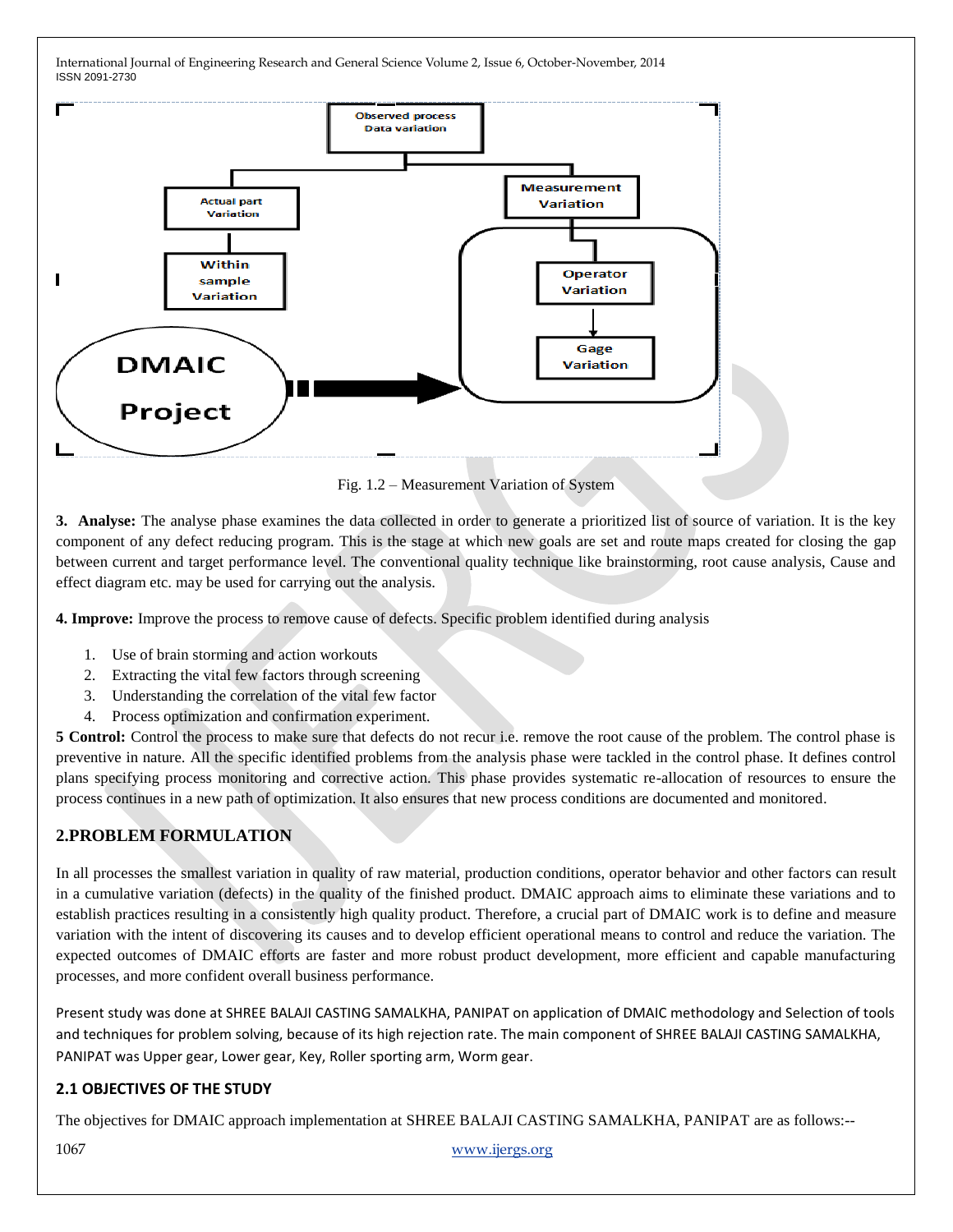Fig. 1.2 – Measurement Variation of System

**3. Analyse:** The analyse phase examines the data collected in order to generate a prioritized list of source of variation. It is the key component of any defect reducing program. This is the stage at which new goals are set and route maps created for closing the gap between current and target performance level. The conventional quality technique like brainstorming, root cause analysis, Cause and effect diagram etc. may be used for carrying out the analysis.

**4. Improve:** Improve the process to remove cause of defects. Specific problem identified during analysis

1. Use of brain storming and action workouts
2. Extracting the vital few factors through screening
3. Understanding the correlation of the vital few factor
4. Process optimization and confirmation experiment.

**5 Control:** Control the process to make sure that defects do not recur i.e. remove the root cause of the problem. The control phase is preventive in nature. All the specific identified problems from the analysis phase were tackled in the control phase. It defines control plans specifying process monitoring and corrective action. This phase provides systematic re-allocation of resources to ensure the process continues in a new path of optimization. It also ensures that new process conditions are documented and monitored.

## 2.PROBLEM FORMULATION

In all processes the smallest variation in quality of raw material, production conditions, operator behavior and other factors can result in a cumulative variation (defects) in the quality of the finished product. DMAIC approach aims to eliminate these variations and to establish practices resulting in a consistently high quality product. Therefore, a crucial part of DMAIC work is to define and measure variation with the intent of discovering its causes and to develop efficient operational means to control and reduce the variation. The expected outcomes of DMAIC efforts are faster and more robust product development, more efficient and capable manufacturing processes, and more confident overall business performance.

Present study was done at SHREE BALAJI CASTING SAMALKHA, PANIPAT on application of DMAIC methodology and Selection of tools and techniques for problem solving, because of its high rejection rate. The main component of SHREE BALAJI CASTING SAMALKHA, PANIPAT was Upper gear, Lower gear, Key, Roller sporting arm, Worm gear.

### 2.1 OBJECTIVES OF THE STUDY

The objectives for DMAIC approach implementation at SHREE BALAJI CASTING SAMALKHA, PANIPAT are as follows:--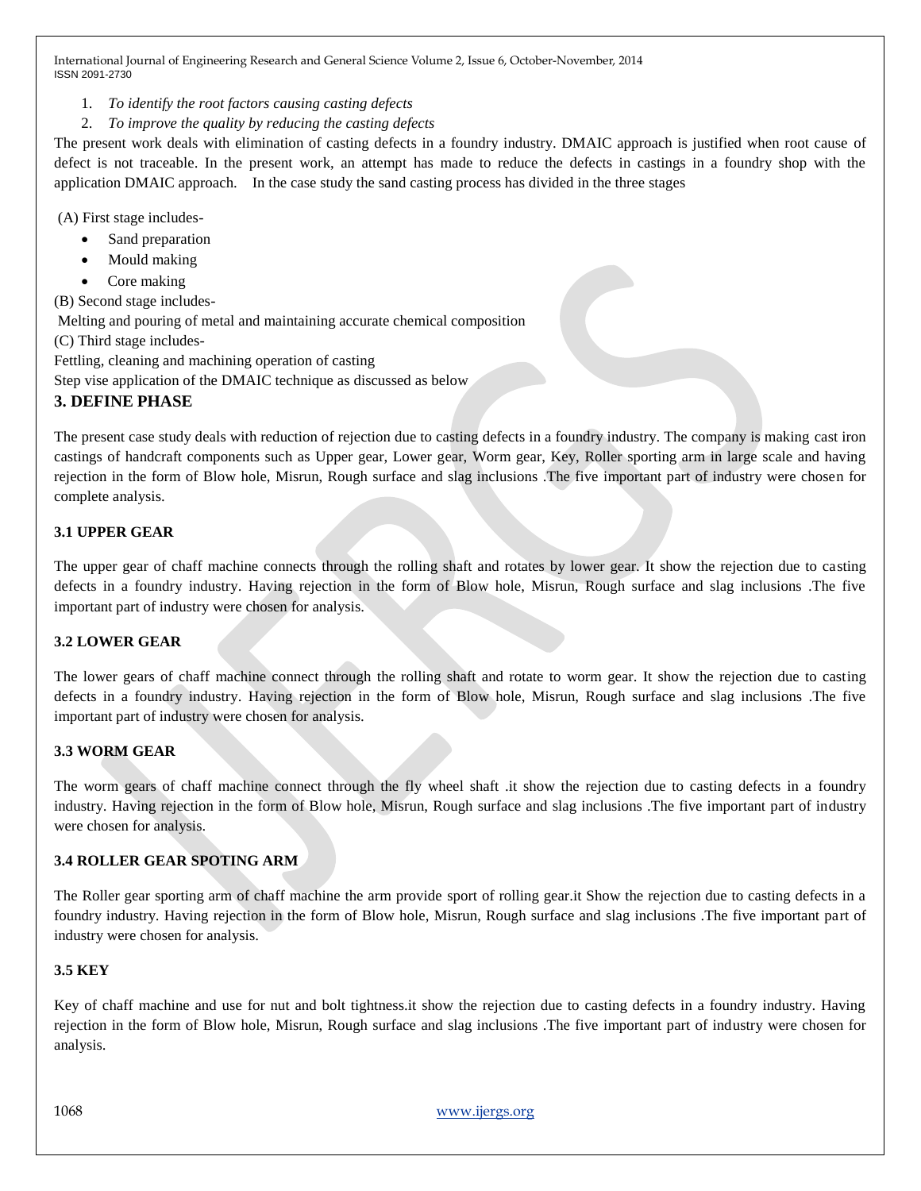1. *To identify the root factors causing casting defects*
2. *To improve the quality by reducing the casting defects*

The present work deals with elimination of casting defects in a foundry industry. DMAIC approach is justified when root cause of defect is not traceable. In the present work, an attempt has made to reduce the defects in castings in a foundry shop with the application DMAIC approach. In the case study the sand casting process has divided in the three stages

(A) First stage includes-

- Sand preparation
- Mould making
- Core making

(B) Second stage includes-

Melting and pouring of metal and maintaining accurate chemical composition

(C) Third stage includes-

Fettling, cleaning and machining operation of casting

Step vise application of the DMAIC technique as discussed as below

## 3. DEFINE PHASE

The present case study deals with reduction of rejection due to casting defects in a foundry industry. The company is making cast iron castings of handcraft components such as Upper gear, Lower gear, Worm gear, Key, Roller sporting arm in large scale and having rejection in the form of Blow hole, Misrun, Rough surface and slag inclusions .The five important part of industry were chosen for complete analysis.

### 3.1 UPPER GEAR

The upper gear of chaff machine connects through the rolling shaft and rotates by lower gear. It show the rejection due to casting defects in a foundry industry. Having rejection in the form of Blow hole, Misrun, Rough surface and slag inclusions .The five important part of industry were chosen for analysis.

### 3.2 LOWER GEAR

The lower gears of chaff machine connect through the rolling shaft and rotate to worm gear. It show the rejection due to casting defects in a foundry industry. Having rejection in the form of Blow hole, Misrun, Rough surface and slag inclusions .The five important part of industry were chosen for analysis.

### 3.3 WORM GEAR

The worm gears of chaff machine connect through the fly wheel shaft .it show the rejection due to casting defects in a foundry industry. Having rejection in the form of Blow hole, Misrun, Rough surface and slag inclusions .The five important part of industry were chosen for analysis.

### 3.4 ROLLER GEAR SPOTING ARM

The Roller gear sporting arm of chaff machine the arm provide sport of rolling gear.it Show the rejection due to casting defects in a foundry industry. Having rejection in the form of Blow hole, Misrun, Rough surface and slag inclusions .The five important part of industry were chosen for analysis.

### 3.5 KEY

Key of chaff machine and use for nut and bolt tightness.it show the rejection due to casting defects in a foundry industry. Having rejection in the form of Blow hole, Misrun, Rough surface and slag inclusions .The five important part of industry were chosen for analysis.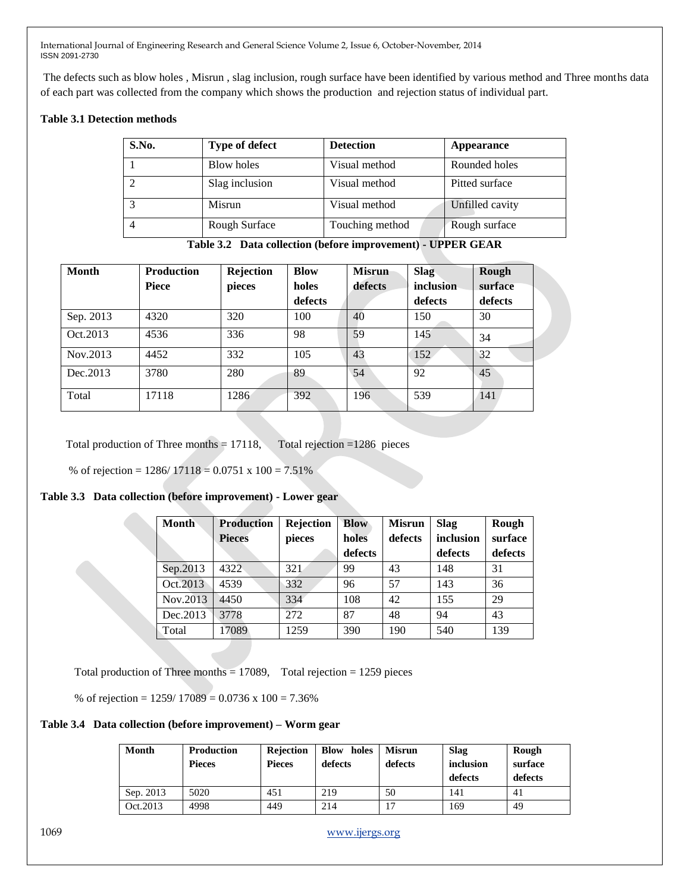The defects such as blow holes , Misrun , slag inclusion, rough surface have been identified by various method and Three months data of each part was collected from the company which shows the production and rejection status of individual part.

**Table 3.1 Detection methods**

| S.No. | Type of defect | Detection | Appearance |
|---|---|---|---|
| 1 | Blow holes | Visual method | Rounded holes |
| 2 | Slag inclusion | Visual method | Pitted surface |
| 3 | Misrun | Visual method | Unfilled cavity |
| 4 | Rough Surface | Touching method | Rough surface |

**Table 3.2 Data collection (before improvement) - UPPER GEAR**

| Month | Production Piece | Rejection pieces | Blow holes defects | Misrun defects | Slag inclusion defects | Rough surface defects |
|---|---|---|---|---|---|---|
| Sep. 2013 | 4320 | 320 | 100 | 40 | 150 | 30 |
| Oct.2013 | 4536 | 336 | 98 | 59 | 145 | 34 |
| Nov.2013 | 4452 | 332 | 105 | 43 | 152 | 32 |
| Dec.2013 | 3780 | 280 | 89 | 54 | 92 | 45 |
| Total | 17118 | 1286 | 392 | 196 | 539 | 141 |

Total production of Three months = 17118, Total rejection =1286 pieces

% of rejection = 1286/ 17118 = 0.0751 x 100 = 7.51%

**Table 3.3 Data collection (before improvement) - Lower gear**

| Month | Production Pieces | Rejection pieces | Blow holes defects | Misrun defects | Slag inclusion defects | Rough surface defects |
|---|---|---|---|---|---|---|
| Sep.2013 | 4322 | 321 | 99 | 43 | 148 | 31 |
| Oct.2013 | 4539 | 332 | 96 | 57 | 143 | 36 |
| Nov.2013 | 4450 | 334 | 108 | 42 | 155 | 29 |
| Dec.2013 | 3778 | 272 | 87 | 48 | 94 | 43 |
| Total | 17089 | 1259 | 390 | 190 | 540 | 139 |

Total production of Three months = 17089, Total rejection = 1259 pieces

% of rejection = 1259/ 17089 = 0.0736 x 100 = 7.36%

**Table 3.4 Data collection (before improvement) – Worm gear**

| Month | Production Pieces | Rejection Pieces | Blow holes defects | Misrun defects | Slag inclusion defects | Rough surface defects |
|---|---|---|---|---|---|---|
| Sep. 2013 | 5020 | 451 | 219 | 50 | 141 | 41 |
| Oct.2013 | 4998 | 449 | 214 | 17 | 169 | 49 |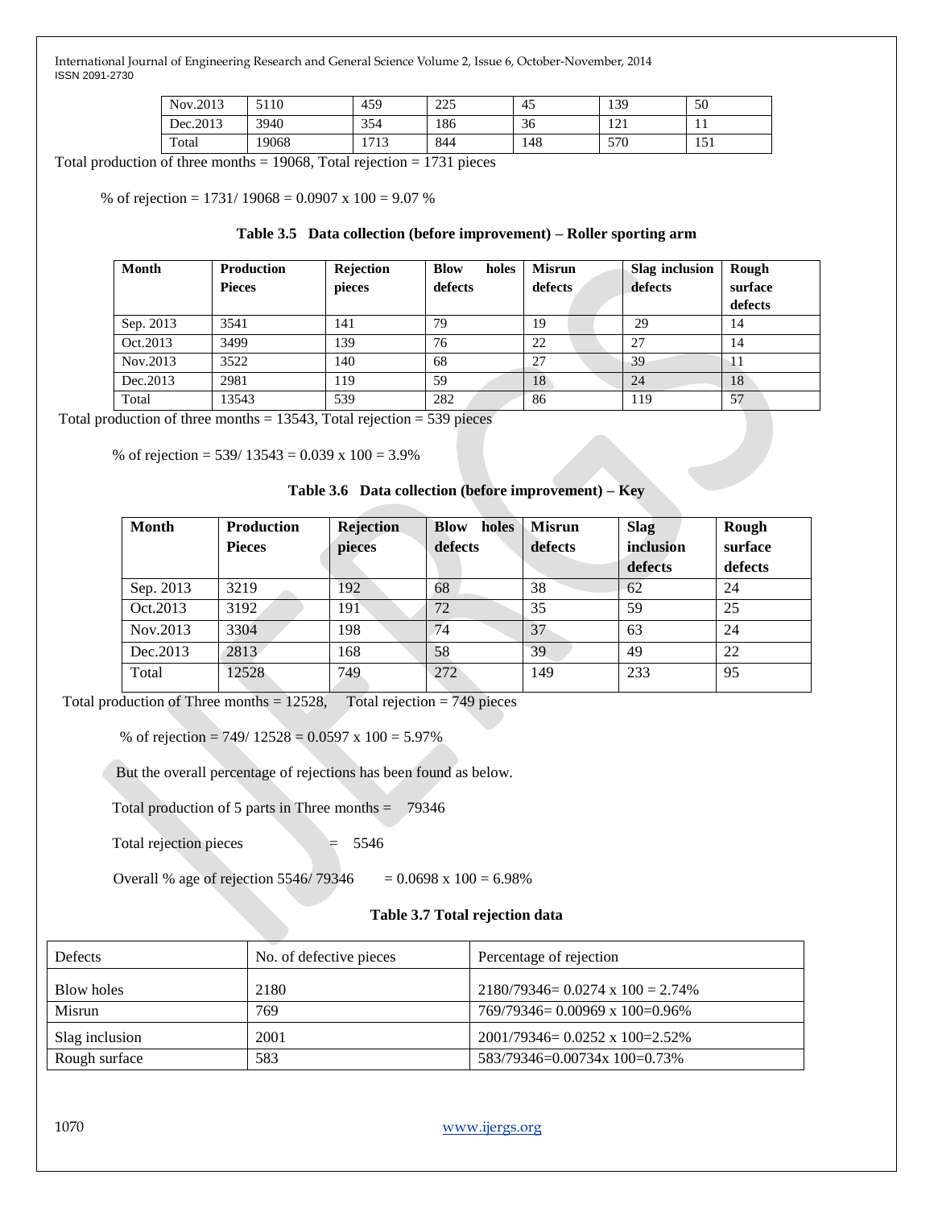| Nov.2013 | 5110 | 459 | 225 | 45 | 139 | 50 |
|---|---|---|---|---|---|---|
| Dec.2013 | 3940 | 354 | 186 | 36 | 121 | 11 |
| Total | 19068 | 1713 | 844 | 148 | 570 | 151 |

Total production of three months = 19068, Total rejection = 1731 pieces

% of rejection = 1731/ 19068 = 0.0907 x 100 = 9.07 %

**Table 3.5 Data collection (before improvement) – Roller sporting arm**

| Month | Production Pieces | Rejection pieces | Blow holes defects | Misrun defects | Slag inclusion defects | Rough surface defects |
|---|---|---|---|---|---|---|
| Sep. 2013 | 3541 | 141 | 79 | 19 | 29 | 14 |
| Oct.2013 | 3499 | 139 | 76 | 22 | 27 | 14 |
| Nov.2013 | 3522 | 140 | 68 | 27 | 39 | 11 |
| Dec.2013 | 2981 | 119 | 59 | 18 | 24 | 18 |
| Total | 13543 | 539 | 282 | 86 | 119 | 57 |

Total production of three months = 13543, Total rejection = 539 pieces

% of rejection = 539/ 13543 = 0.039 x 100 = 3.9%

**Table 3.6 Data collection (before improvement) – Key**

| Month | Production Pieces | Rejection pieces | Blow holes defects | Misrun defects | Slag inclusion defects | Rough surface defects |
|---|---|---|---|---|---|---|
| Sep. 2013 | 3219 | 192 | 68 | 38 | 62 | 24 |
| Oct.2013 | 3192 | 191 | 72 | 35 | 59 | 25 |
| Nov.2013 | 3304 | 198 | 74 | 37 | 63 | 24 |
| Dec.2013 | 2813 | 168 | 58 | 39 | 49 | 22 |
| Total | 12528 | 749 | 272 | 149 | 233 | 95 |

Total production of Three months = 12528, Total rejection = 749 pieces

% of rejection = 749/ 12528 = 0.0597 x 100 = 5.97%

But the overall percentage of rejections has been found as below.

Total production of 5 parts in Three months = 79346

Total rejection pieces = 5546

Overall % age of rejection 5546/ 79346 = 0.0698 x 100 = 6.98%

**Table 3.7 Total rejection data**

| Defects | No. of defective pieces | Percentage of rejection |
|---|---|---|
| Blow holes | 2180 | 2180/79346= 0.0274 x 100 = 2.74% |
| Misrun | 769 | 769/79346= 0.00969 x 100=0.96% |
| Slag inclusion | 2001 | 2001/79346= 0.0252 x 100=2.52% |
| Rough surface | 583 | 583/79346=0.00734x 100=0.73% |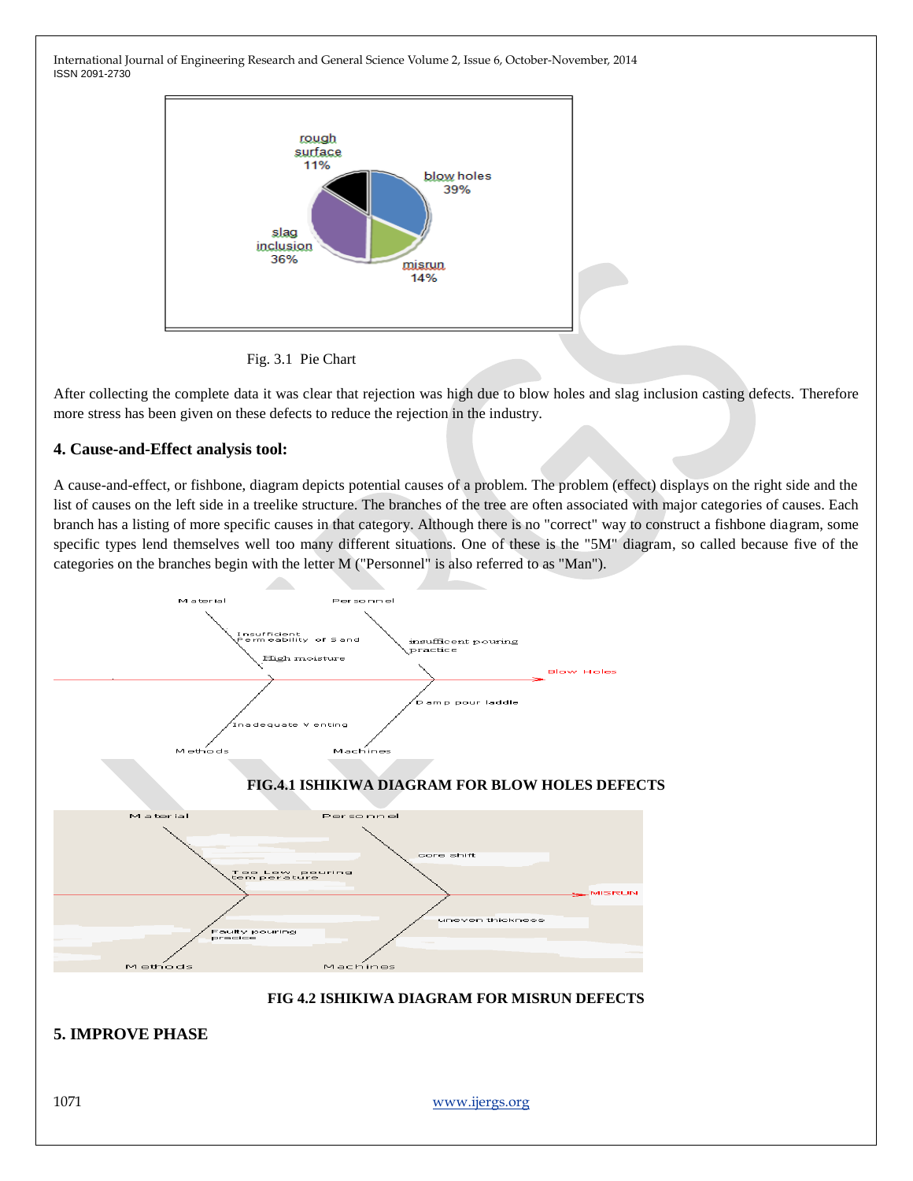Fig. 3.1 Pie Chart

After collecting the complete data it was clear that rejection was high due to blow holes and slag inclusion casting defects. Therefore more stress has been given on these defects to reduce the rejection in the industry.

## 4. Cause-and-Effect analysis tool:

A cause-and-effect, or fishbone, diagram depicts potential causes of a problem. The problem (effect) displays on the right side and the list of causes on the left side in a treelike structure. The branches of the tree are often associated with major categories of causes. Each branch has a listing of more specific causes in that category. Although there is no "correct" way to construct a fishbone diagram, some specific types lend themselves well too many different situations. One of these is the "5M" diagram, so called because five of the categories on the branches begin with the letter M ("Personnel" is also referred to as "Man").

**FIG.4.1 ISHIKIWA DIAGRAM FOR BLOW HOLES DEFECTS**

**FIG 4.2 ISHIKIWA DIAGRAM FOR MISRUN DEFECTS**

## 5. IMPROVE PHASE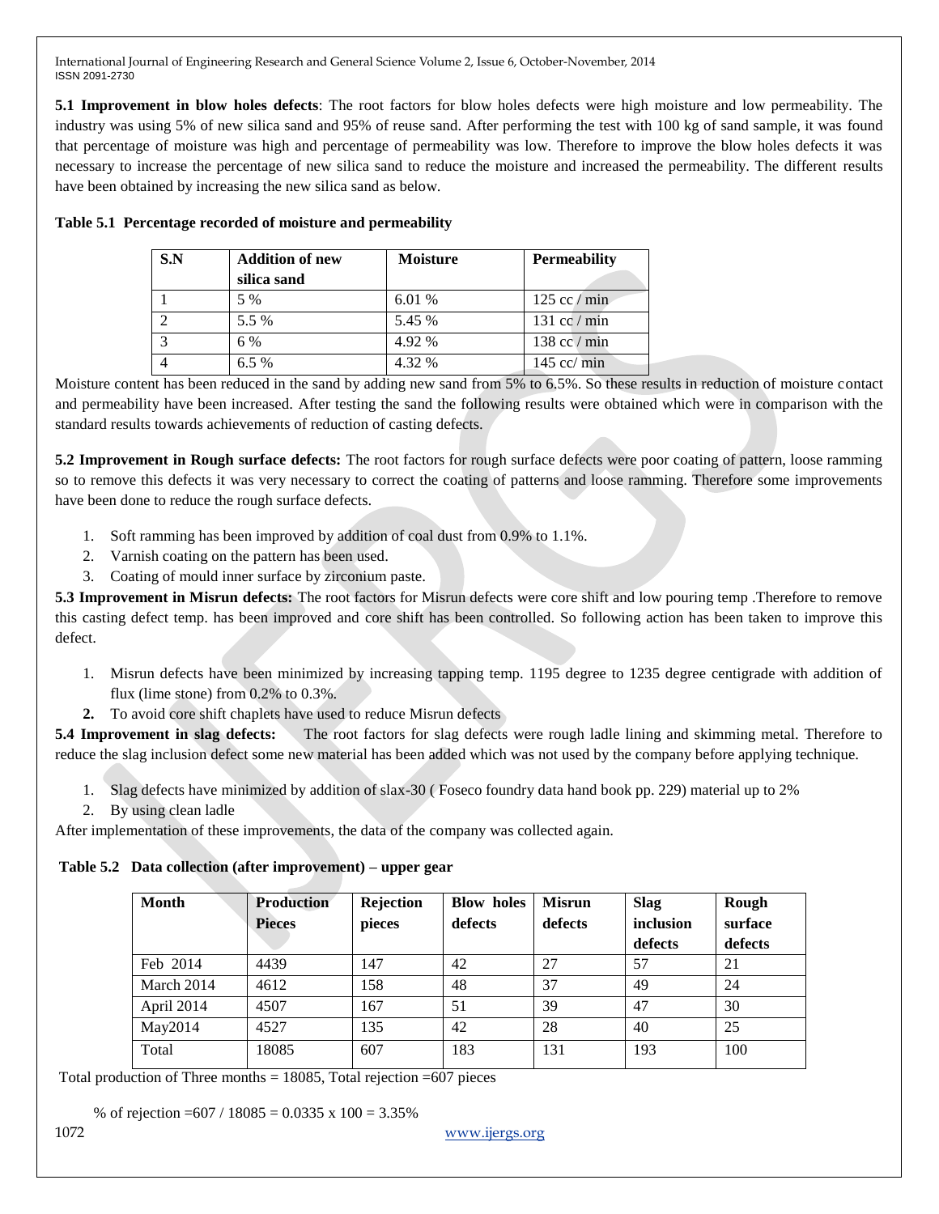**5.1 Improvement in blow holes defects**: The root factors for blow holes defects were high moisture and low permeability. The industry was using 5% of new silica sand and 95% of reuse sand. After performing the test with 100 kg of sand sample, it was found that percentage of moisture was high and percentage of permeability was low. Therefore to improve the blow holes defects it was necessary to increase the percentage of new silica sand to reduce the moisture and increased the permeability. The different results have been obtained by increasing the new silica sand as below.

**Table 5.1 Percentage recorded of moisture and permeability**

| S.N | Addition of new silica sand | Moisture | Permeability |
|---|---|---|---|
| 1 | 5 % | 6.01 % | 125 cc / min |
| 2 | 5.5 % | 5.45 % | 131 cc / min |
| 3 | 6 % | 4.92 % | 138 cc / min |
| 4 | 6.5 % | 4.32 % | 145 cc/ min |

Moisture content has been reduced in the sand by adding new sand from 5% to 6.5%. So these results in reduction of moisture contact and permeability have been increased. After testing the sand the following results were obtained which were in comparison with the standard results towards achievements of reduction of casting defects.

**5.2 Improvement in Rough surface defects:** The root factors for rough surface defects were poor coating of pattern, loose ramming so to remove this defects it was very necessary to correct the coating of patterns and loose ramming. Therefore some improvements have been done to reduce the rough surface defects.

1. Soft ramming has been improved by addition of coal dust from 0.9% to 1.1%.
2. Varnish coating on the pattern has been used.
3. Coating of mould inner surface by zirconium paste.

**5.3 Improvement in Misrun defects:** The root factors for Misrun defects were core shift and low pouring temp .Therefore to remove this casting defect temp. has been improved and core shift has been controlled. So following action has been taken to improve this defect.

1. Misrun defects have been minimized by increasing tapping temp. 1195 degree to 1235 degree centigrade with addition of flux (lime stone) from 0.2% to 0.3%.
2. To avoid core shift chaplets have used to reduce Misrun defects

**5.4 Improvement in slag defects:** The root factors for slag defects were rough ladle lining and skimming metal. Therefore to reduce the slag inclusion defect some new material has been added which was not used by the company before applying technique.

1. Slag defects have minimized by addition of slax-30 ( Foseco foundry data hand book pp. 229) material up to 2%
2. By using clean ladle

After implementation of these improvements, the data of the company was collected again.

**Table 5.2 Data collection (after improvement) – upper gear**

| Month | Production Pieces | Rejection pieces | Blow holes defects | Misrun defects | Slag inclusion defects | Rough surface defects |
|---|---|---|---|---|---|---|
| Feb 2014 | 4439 | 147 | 42 | 27 | 57 | 21 |
| March 2014 | 4612 | 158 | 48 | 37 | 49 | 24 |
| April 2014 | 4507 | 167 | 51 | 39 | 47 | 30 |
| May2014 | 4527 | 135 | 42 | 28 | 40 | 25 |
| Total | 18085 | 607 | 183 | 131 | 193 | 100 |

Total production of Three months = 18085, Total rejection =607 pieces

% of rejection =607 / 18085 = 0.0335 x 100 = 3.35%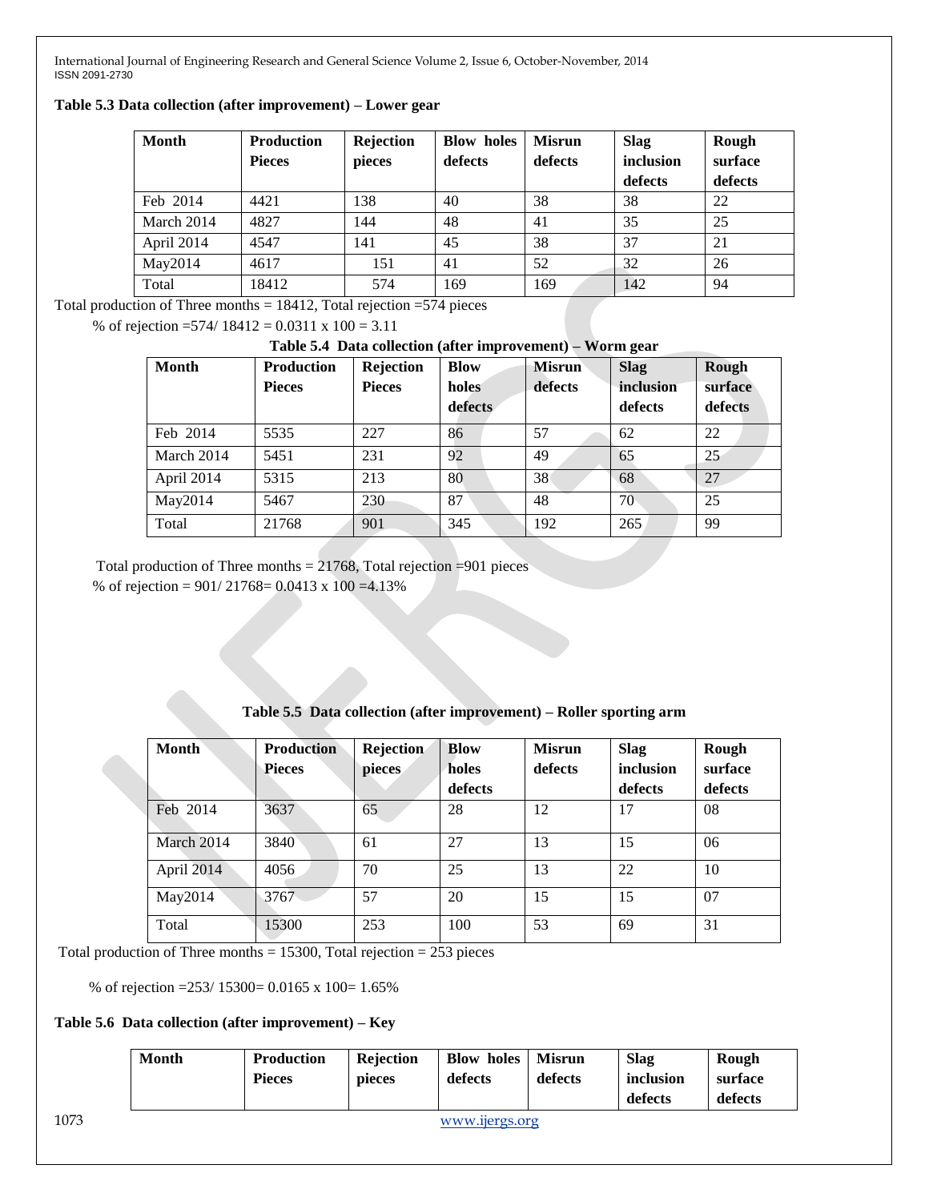**Table 5.3 Data collection (after improvement) – Lower gear**

| Month | Production Pieces | Rejection pieces | Blow holes defects | Misrun defects | Slag inclusion defects | Rough surface defects |
|---|---|---|---|---|---|---|
| Feb 2014 | 4421 | 138 | 40 | 38 | 38 | 22 |
| March 2014 | 4827 | 144 | 48 | 41 | 35 | 25 |
| April 2014 | 4547 | 141 | 45 | 38 | 37 | 21 |
| May2014 | 4617 | 151 | 41 | 52 | 32 | 26 |
| Total | 18412 | 574 | 169 | 169 | 142 | 94 |

Total production of Three months = 18412, Total rejection =574 pieces

% of rejection =574/ 18412 = 0.0311 x 100 = 3.11

**Table 5.4 Data collection (after improvement) – Worm gear**

| Month | Production Pieces | Rejection Pieces | Blow holes defects | Misrun defects | Slag inclusion defects | Rough surface defects |
|---|---|---|---|---|---|---|
| Feb 2014 | 5535 | 227 | 86 | 57 | 62 | 22 |
| March 2014 | 5451 | 231 | 92 | 49 | 65 | 25 |
| April 2014 | 5315 | 213 | 80 | 38 | 68 | 27 |
| May2014 | 5467 | 230 | 87 | 48 | 70 | 25 |
| Total | 21768 | 901 | 345 | 192 | 265 | 99 |

Total production of Three months = 21768, Total rejection =901 pieces

% of rejection = 901/ 21768= 0.0413 x 100 =4.13%

**Table 5.5 Data collection (after improvement) – Roller sporting arm**

| Month | Production Pieces | Rejection pieces | Blow holes defects | Misrun defects | Slag inclusion defects | Rough surface defects |
|---|---|---|---|---|---|---|
| Feb 2014 | 3637 | 65 | 28 | 12 | 17 | 08 |
| March 2014 | 3840 | 61 | 27 | 13 | 15 | 06 |
| April 2014 | 4056 | 70 | 25 | 13 | 22 | 10 |
| May2014 | 3767 | 57 | 20 | 15 | 15 | 07 |
| Total | 15300 | 253 | 100 | 53 | 69 | 31 |

Total production of Three months = 15300, Total rejection = 253 pieces

% of rejection =253/ 15300= 0.0165 x 100= 1.65%

**Table 5.6 Data collection (after improvement) – Key**

| Month | Production Pieces | Rejection pieces | Blow holes defects | Misrun defects | Slag inclusion defects | Rough surface defects |
|---|---|---|---|---|---|---|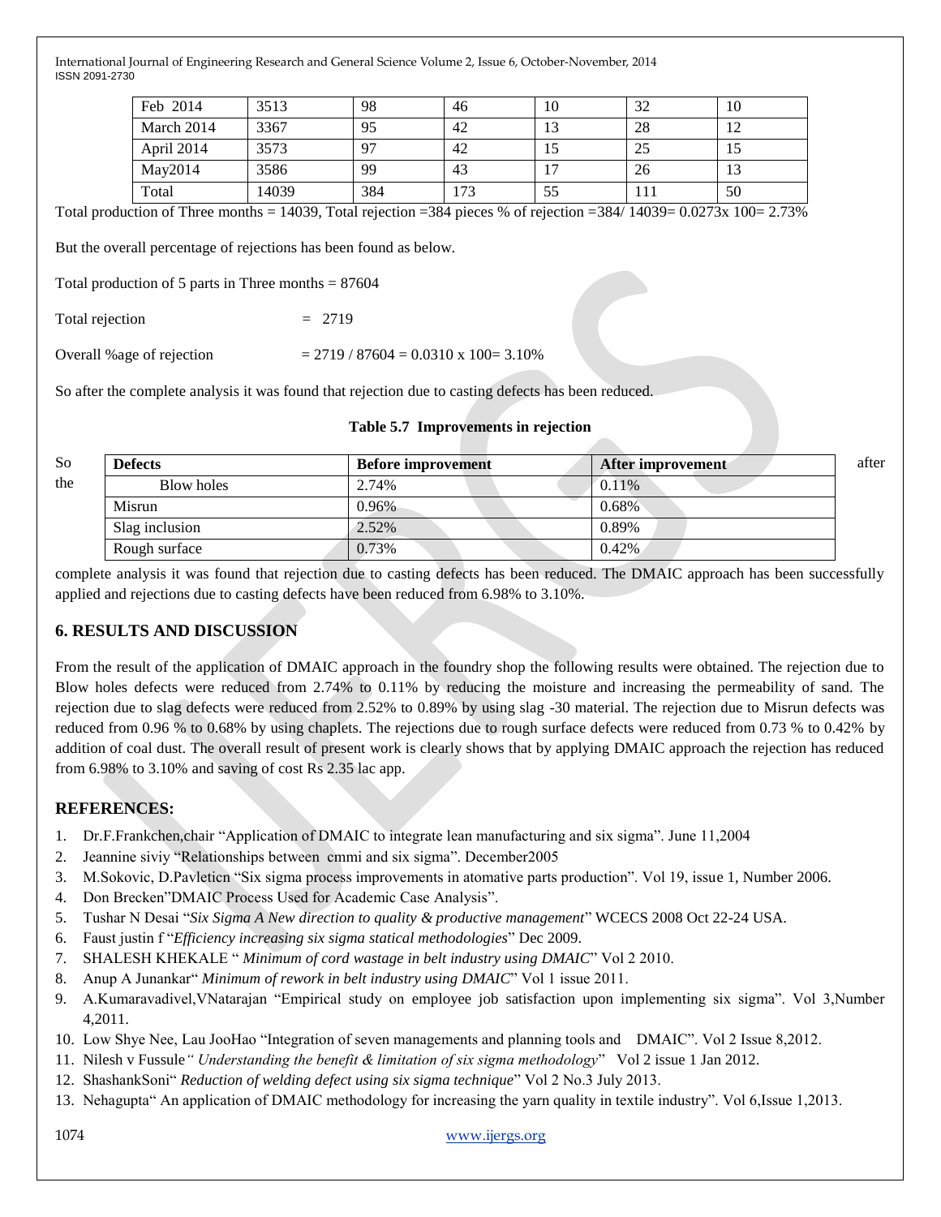| Feb 2014 | 3513 | 98 | 46 | 10 | 32 | 10 |
|---|---|---|---|---|---|---|
| March 2014 | 3367 | 95 | 42 | 13 | 28 | 12 |
| April 2014 | 3573 | 97 | 42 | 15 | 25 | 15 |
| May2014 | 3586 | 99 | 43 | 17 | 26 | 13 |
| Total | 14039 | 384 | 173 | 55 | 111 | 50 |

Total production of Three months = 14039, Total rejection =384 pieces % of rejection =384/ 14039= 0.0273x 100= 2.73%

But the overall percentage of rejections has been found as below.

Total production of 5 parts in Three months = 87604

Total rejection = 2719

Overall %age of rejection = 2719 / 87604 = 0.0310 x 100= 3.10%

So after the complete analysis it was found that rejection due to casting defects has been reduced.

**Table 5.7 Improvements in rejection**

| Defects | Before improvement | After improvement |
|---|---|---|
| Blow holes | 2.74% | 0.11% |
| Misrun | 0.96% | 0.68% |
| Slag inclusion | 2.52% | 0.89% |
| Rough surface | 0.73% | 0.42% |

So after the complete analysis it was found that rejection due to casting defects has been reduced. The DMAIC approach has been successfully applied and rejections due to casting defects have been reduced from 6.98% to 3.10%.

## 6. RESULTS AND DISCUSSION

From the result of the application of DMAIC approach in the foundry shop the following results were obtained. The rejection due to Blow holes defects were reduced from 2.74% to 0.11% by reducing the moisture and increasing the permeability of sand. The rejection due to slag defects were reduced from 2.52% to 0.89% by using slag -30 material. The rejection due to Misrun defects was reduced from 0.96 % to 0.68% by using chaplets. The rejections due to rough surface defects were reduced from 0.73 % to 0.42% by addition of coal dust. The overall result of present work is clearly shows that by applying DMAIC approach the rejection has reduced from 6.98% to 3.10% and saving of cost Rs 2.35 lac app.

## REFERENCES:

1. Dr.F.Frankchen,chair "Application of DMAIC to integrate lean manufacturing and six sigma". June 11,2004
2. Jeannine siviy "Relationships between cmmi and six sigma". December2005
3. M.Sokovic, D.Pavleticn "Six sigma process improvements in atomative parts production". Vol 19, issue 1, Number 2006.
4. Don Brecken"DMAIC Process Used for Academic Case Analysis".
5. Tushar N Desai "*Six Sigma A New direction to quality & productive management*" WCECS 2008 Oct 22-24 USA.
6. Faust justin f "*Efficiency increasing six sigma statical methodologies*" Dec 2009.
7. SHALESH KHEKALE " *Minimum of cord wastage in belt industry using DMAIC*" Vol 2 2010.
8. Anup A Junankar" *Minimum of rework in belt industry using DMAIC*" Vol 1 issue 2011.
9. A.Kumaravadivel,VNatarajan "Empirical study on employee job satisfaction upon implementing six sigma". Vol 3,Number 4,2011.
10. Low Shye Nee, Lau JooHao "Integration of seven managements and planning tools and DMAIC". Vol 2 Issue 8,2012.
11. Nilesh v Fussule*" Understanding the benefit & limitation of six sigma methodology*" Vol 2 issue 1 Jan 2012.
12. ShashankSoni" *Reduction of welding defect using six sigma technique*" Vol 2 No.3 July 2013.
13. Nehagupta" An application of DMAIC methodology for increasing the yarn quality in textile industry". Vol 6,Issue 1,2013.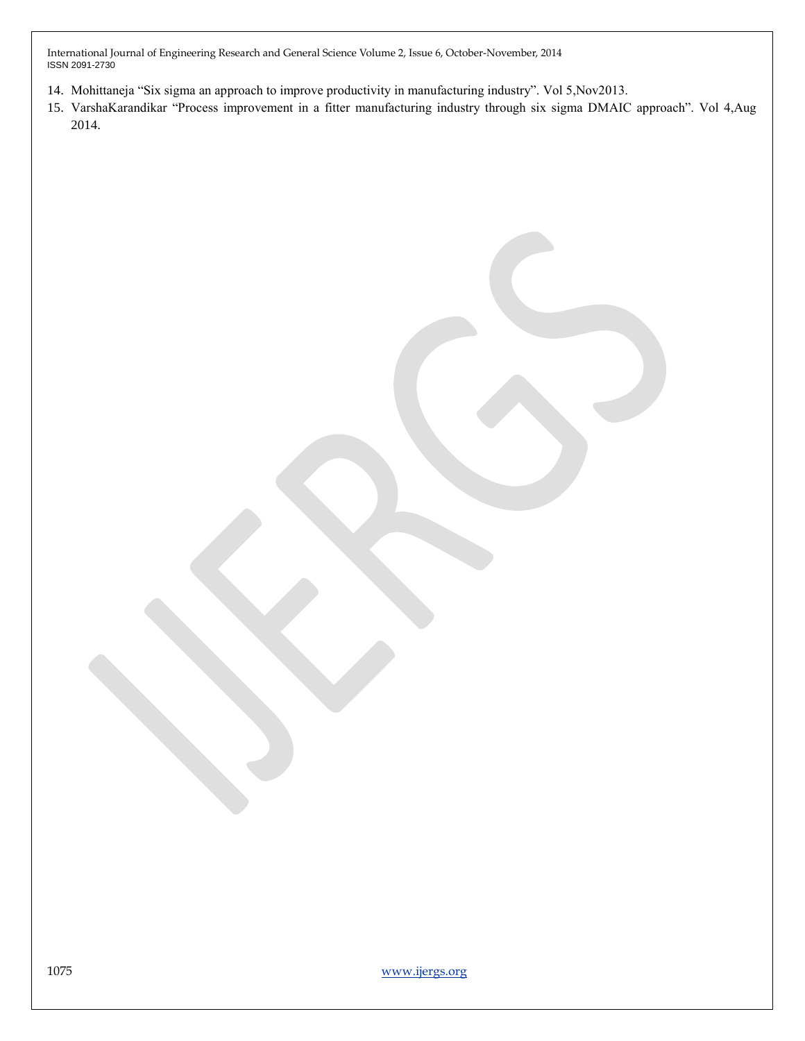14. Mohittaneja “Six sigma an approach to improve productivity in manufacturing industry”. Vol 5,Nov2013.
15. VarshaKarandikar “Process improvement in a fitter manufacturing industry through six sigma DMAIC approach”. Vol 4,Aug 2014.